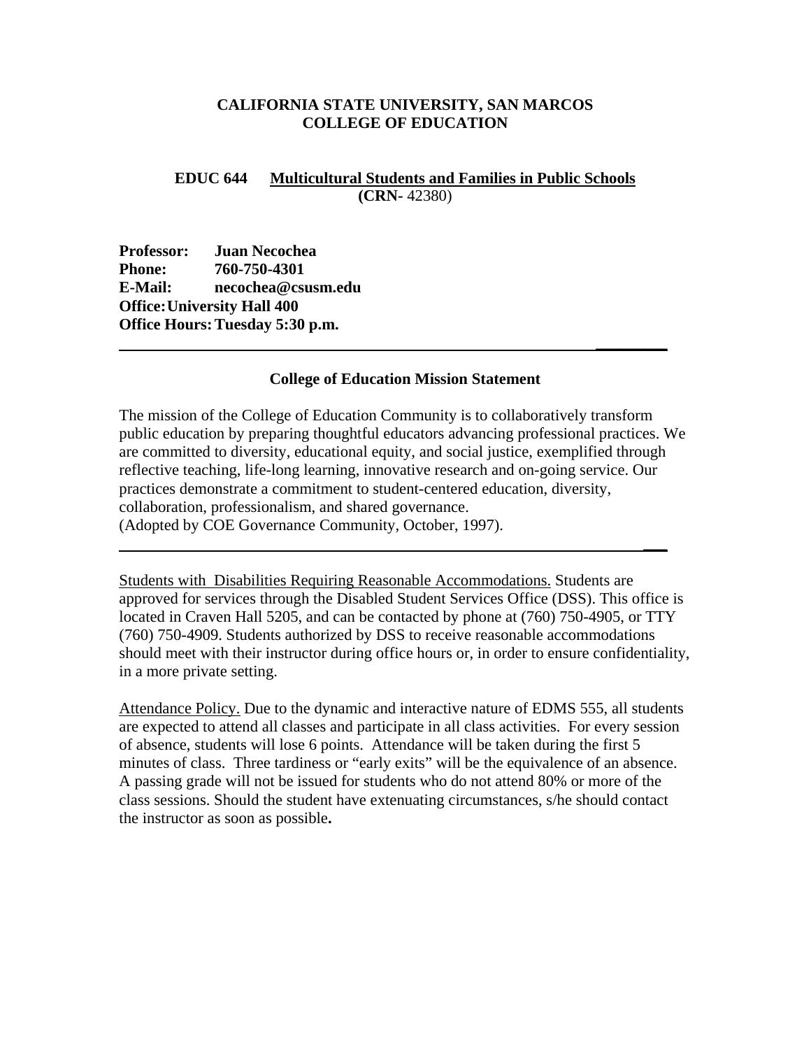**CALIFORNIA STATE UNIVERSITY, SAN MARCOS**
**COLLEGE OF EDUCATION**

**EDUC 644 Multicultural Students and Families in Public Schools**
**(CRN-** 42380)

**Professor:** **Juan Necochea**
**Phone:** **760-750-4301**
**E-Mail:** **necochea@csusm.edu**
**Office: University Hall 400**
**Office Hours: Tuesday 5:30 p.m.**

---

### College of Education Mission Statement

The mission of the College of Education Community is to collaboratively transform public education by preparing thoughtful educators advancing professional practices. We are committed to diversity, educational equity, and social justice, exemplified through reflective teaching, life-long learning, innovative research and on-going service. Our practices demonstrate a commitment to student-centered education, diversity, collaboration, professionalism, and shared governance.
(Adopted by COE Governance Community, October, 1997).

---

Students with Disabilities Requiring Reasonable Accommodations. Students are approved for services through the Disabled Student Services Office (DSS). This office is located in Craven Hall 5205, and can be contacted by phone at (760) 750-4905, or TTY (760) 750-4909. Students authorized by DSS to receive reasonable accommodations should meet with their instructor during office hours or, in order to ensure confidentiality, in a more private setting.

Attendance Policy. Due to the dynamic and interactive nature of EDMS 555, all students are expected to attend all classes and participate in all class activities. For every session of absence, students will lose 6 points. Attendance will be taken during the first 5 minutes of class. Three tardiness or "early exits" will be the equivalence of an absence. A passing grade will not be issued for students who do not attend 80% or more of the class sessions. Should the student have extenuating circumstances, s/he should contact the instructor as soon as possible**.**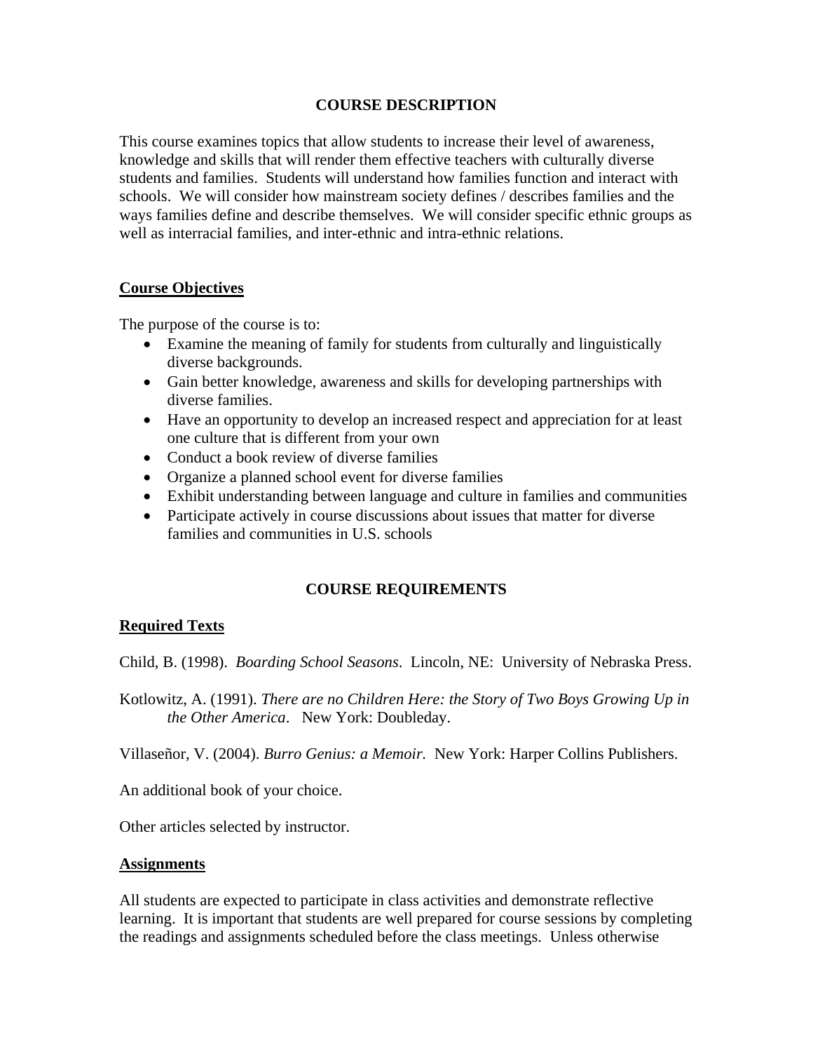## COURSE DESCRIPTION

This course examines topics that allow students to increase their level of awareness, knowledge and skills that will render them effective teachers with culturally diverse students and families. Students will understand how families function and interact with schools. We will consider how mainstream society defines / describes families and the ways families define and describe themselves. We will consider specific ethnic groups as well as interracial families, and inter-ethnic and intra-ethnic relations.

### Course Objectives

The purpose of the course is to:

- Examine the meaning of family for students from culturally and linguistically diverse backgrounds.
- Gain better knowledge, awareness and skills for developing partnerships with diverse families.
- Have an opportunity to develop an increased respect and appreciation for at least one culture that is different from your own
- Conduct a book review of diverse families
- Organize a planned school event for diverse families
- Exhibit understanding between language and culture in families and communities
- Participate actively in course discussions about issues that matter for diverse families and communities in U.S. schools

## COURSE REQUIREMENTS

### Required Texts

Child, B. (1998). *Boarding School Seasons*. Lincoln, NE: University of Nebraska Press.

Kotlowitz, A. (1991). *There are no Children Here: the Story of Two Boys Growing Up in the Other America*. New York: Doubleday.

Villaseñor, V. (2004). *Burro Genius: a Memoir.* New York: Harper Collins Publishers.

An additional book of your choice.

Other articles selected by instructor.

### Assignments

All students are expected to participate in class activities and demonstrate reflective learning. It is important that students are well prepared for course sessions by completing the readings and assignments scheduled before the class meetings. Unless otherwise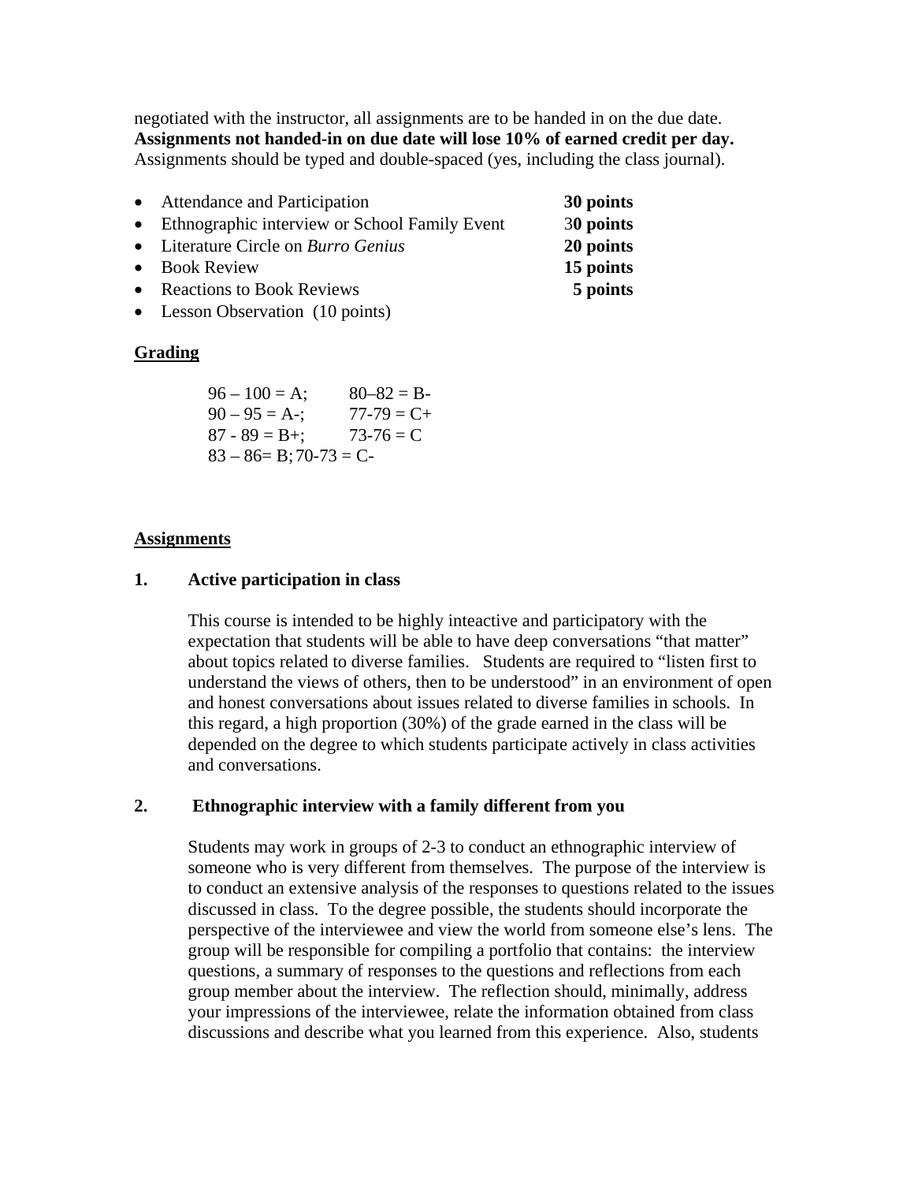negotiated with the instructor, all assignments are to be handed in on the due date. **Assignments not handed-in on due date will lose 10% of earned credit per day.** Assignments should be typed and double-spaced (yes, including the class journal).

- Attendance and Participation **30 points**
- Ethnographic interview or School Family Event 3**0 points**
- Literature Circle on *Burro Genius* **20 points**
- Book Review **15 points**
- Reactions to Book Reviews **5 points**
- Lesson Observation (10 points)

**Grading**

96 – 100 = A; 80–82 = B-
90 – 95 = A-; 77-79 = C+
87 - 89 = B+; 73-76 = C
83 – 86= B; 70-73 = C-

**Assignments**

**1. Active participation in class**

This course is intended to be highly inteactive and participatory with the expectation that students will be able to have deep conversations "that matter" about topics related to diverse families. Students are required to "listen first to understand the views of others, then to be understood" in an environment of open and honest conversations about issues related to diverse families in schools. In this regard, a high proportion (30%) of the grade earned in the class will be depended on the degree to which students participate actively in class activities and conversations.

**2. Ethnographic interview with a family different from you**

Students may work in groups of 2-3 to conduct an ethnographic interview of someone who is very different from themselves. The purpose of the interview is to conduct an extensive analysis of the responses to questions related to the issues discussed in class. To the degree possible, the students should incorporate the perspective of the interviewee and view the world from someone else's lens. The group will be responsible for compiling a portfolio that contains: the interview questions, a summary of responses to the questions and reflections from each group member about the interview. The reflection should, minimally, address your impressions of the interviewee, relate the information obtained from class discussions and describe what you learned from this experience. Also, students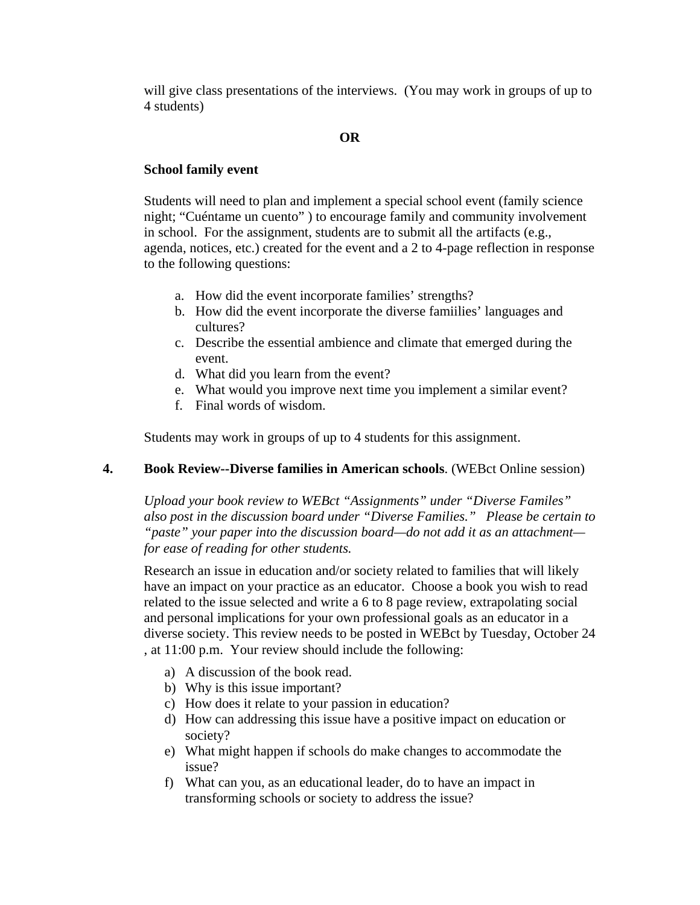will give class presentations of the interviews. (You may work in groups of up to 4 students)

**OR**

**School family event**

Students will need to plan and implement a special school event (family science night; "Cuéntame un cuento" ) to encourage family and community involvement in school. For the assignment, students are to submit all the artifacts (e.g., agenda, notices, etc.) created for the event and a 2 to 4-page reflection in response to the following questions:

a. How did the event incorporate families' strengths?
b. How did the event incorporate the diverse famiilies' languages and cultures?
c. Describe the essential ambience and climate that emerged during the event.
d. What did you learn from the event?
e. What would you improve next time you implement a similar event?
f. Final words of wisdom.

Students may work in groups of up to 4 students for this assignment.

**4. Book Review--Diverse families in American schools**. (WEBct Online session)

*Upload your book review to WEBct "Assignments" under "Diverse Familes" also post in the discussion board under "Diverse Families." Please be certain to "paste" your paper into the discussion board—do not add it as an attachment—for ease of reading for other students.*

Research an issue in education and/or society related to families that will likely have an impact on your practice as an educator. Choose a book you wish to read related to the issue selected and write a 6 to 8 page review, extrapolating social and personal implications for your own professional goals as an educator in a diverse society. This review needs to be posted in WEBct by Tuesday, October 24 , at 11:00 p.m. Your review should include the following:

a) A discussion of the book read.
b) Why is this issue important?
c) How does it relate to your passion in education?
d) How can addressing this issue have a positive impact on education or society?
e) What might happen if schools do make changes to accommodate the issue?
f) What can you, as an educational leader, do to have an impact in transforming schools or society to address the issue?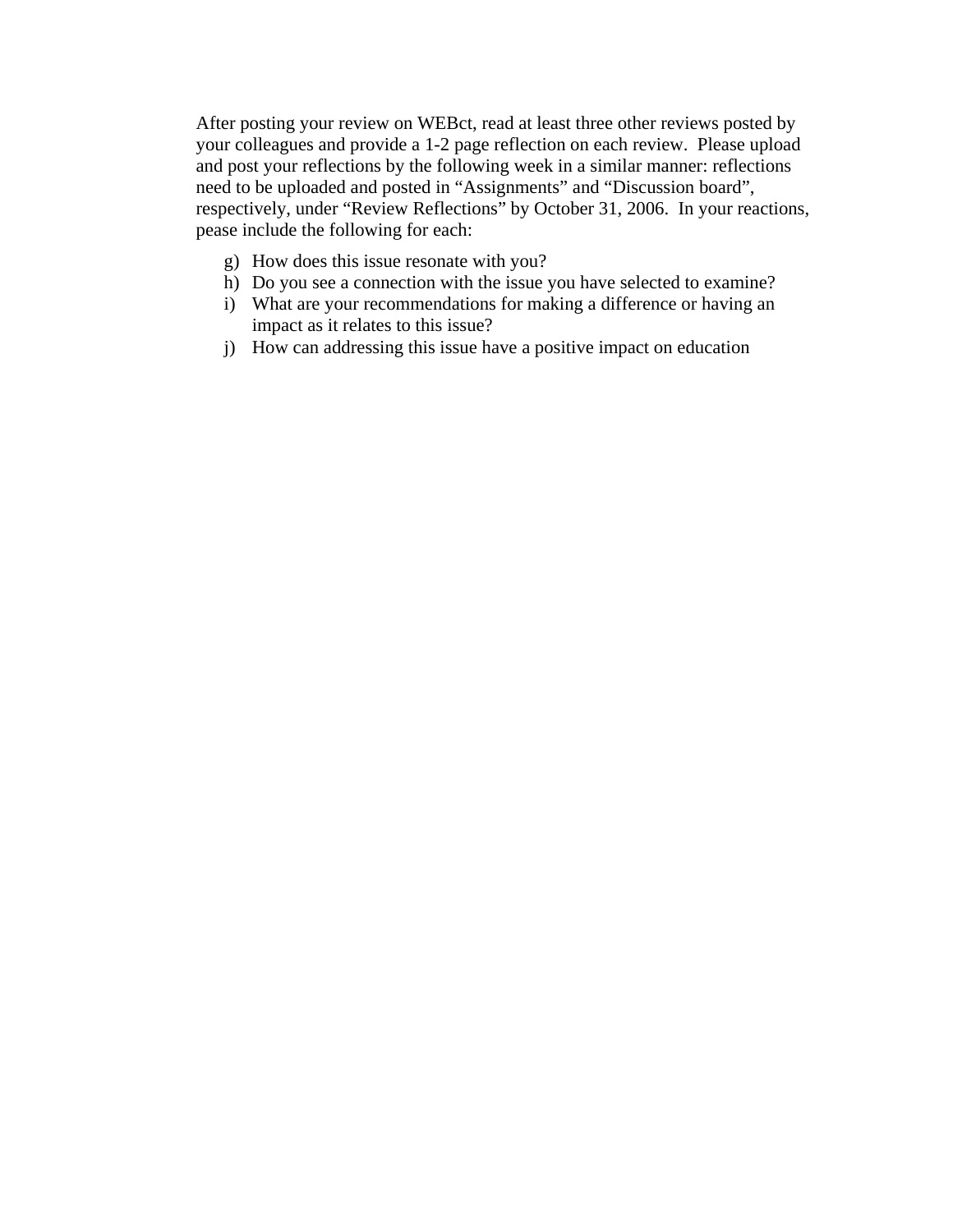After posting your review on WEBct, read at least three other reviews posted by your colleagues and provide a 1-2 page reflection on each review. Please upload and post your reflections by the following week in a similar manner: reflections need to be uploaded and posted in "Assignments" and "Discussion board", respectively, under "Review Reflections" by October 31, 2006. In your reactions, pease include the following for each:

g) How does this issue resonate with you?
h) Do you see a connection with the issue you have selected to examine?
i) What are your recommendations for making a difference or having an impact as it relates to this issue?
j) How can addressing this issue have a positive impact on education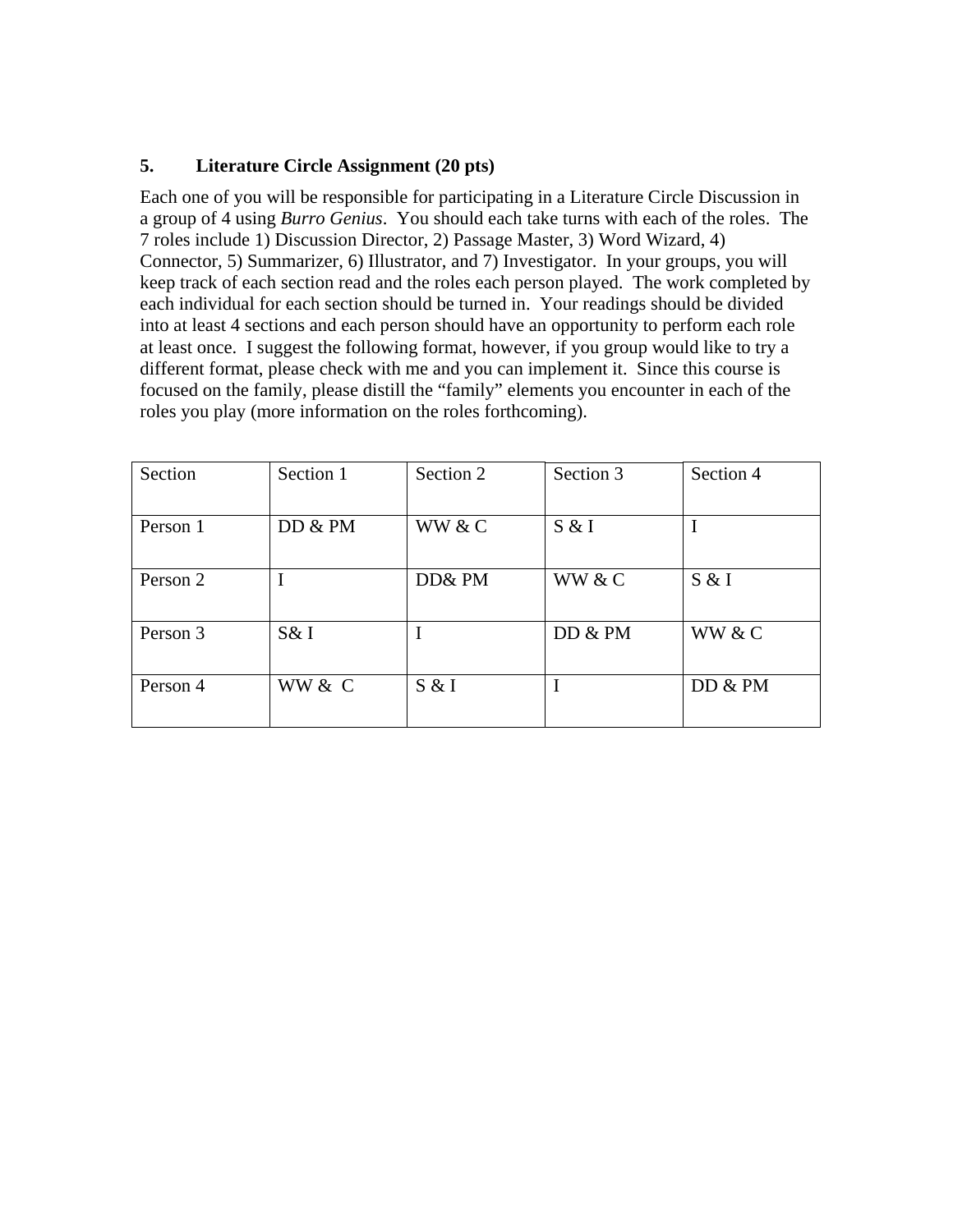**5. Literature Circle Assignment (20 pts)**

Each one of you will be responsible for participating in a Literature Circle Discussion in a group of 4 using *Burro Genius*. You should each take turns with each of the roles. The 7 roles include 1) Discussion Director, 2) Passage Master, 3) Word Wizard, 4) Connector, 5) Summarizer, 6) Illustrator, and 7) Investigator. In your groups, you will keep track of each section read and the roles each person played. The work completed by each individual for each section should be turned in. Your readings should be divided into at least 4 sections and each person should have an opportunity to perform each role at least once. I suggest the following format, however, if you group would like to try a different format, please check with me and you can implement it. Since this course is focused on the family, please distill the "family" elements you encounter in each of the roles you play (more information on the roles forthcoming).

| Section | Section 1 | Section 2 | Section 3 | Section 4 |
|---|---|---|---|---|
| Person 1 | DD & PM | WW & C | S & I | I |
| Person 2 | I | DD& PM | WW & C | S & I |
| Person 3 | S& I | I | DD & PM | WW & C |
| Person 4 | WW & C | S & I | I | DD & PM |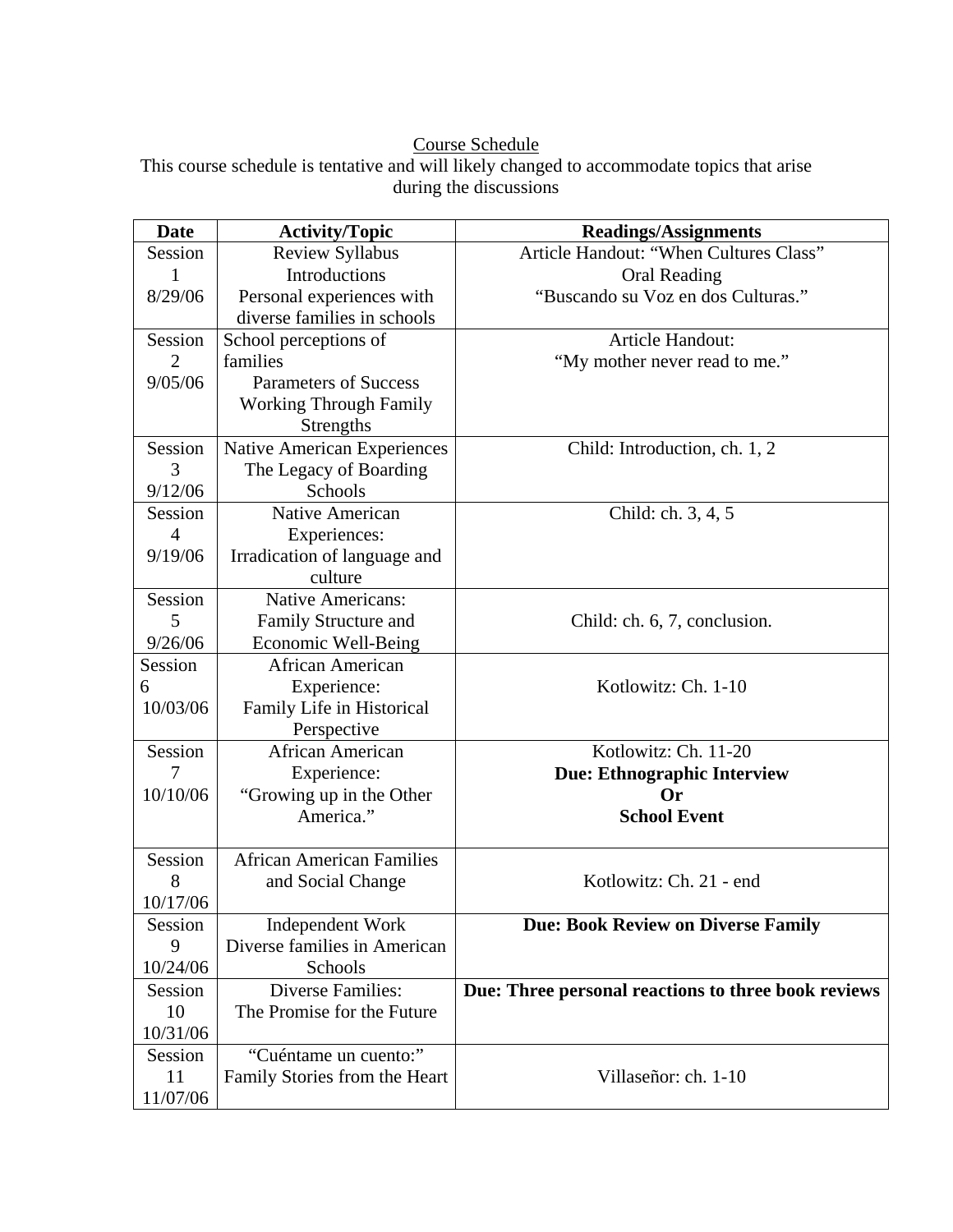Course Schedule

This course schedule is tentative and will likely changed to accommodate topics that arise during the discussions

| Date | Activity/Topic | Readings/Assignments |
|---|---|---|
| Session 1 8/29/06 | Review Syllabus Introductions Personal experiences with diverse families in schools | Article Handout: "When Cultures Class" Oral Reading "Buscando su Voz en dos Culturas." |
| Session 2 9/05/06 | School perceptions of families Parameters of Success Working Through Family Strengths | Article Handout: "My mother never read to me." |
| Session 3 9/12/06 | Native American Experiences The Legacy of Boarding Schools | Child: Introduction, ch. 1, 2 |
| Session 4 9/19/06 | Native American Experiences: Irradication of language and culture | Child: ch. 3, 4, 5 |
| Session 5 9/26/06 | Native Americans: Family Structure and Economic Well-Being | Child: ch. 6, 7, conclusion. |
| Session 6 10/03/06 | African American Experience: Family Life in Historical Perspective | Kotlowitz: Ch. 1-10 |
| Session 7 10/10/06 | African American Experience: "Growing up in the Other America." | Kotlowitz: Ch. 11-20 **Due: Ethnographic Interview Or School Event** |
| Session 8 10/17/06 | African American Families and Social Change | Kotlowitz: Ch. 21 - end |
| Session 9 10/24/06 | Independent Work Diverse families in American Schools | **Due: Book Review on Diverse Family** |
| Session 10 10/31/06 | Diverse Families: The Promise for the Future | **Due: Three personal reactions to three book reviews** |
| Session 11 11/07/06 | "Cuéntame un cuento:" Family Stories from the Heart | Villaseñor: ch. 1-10 |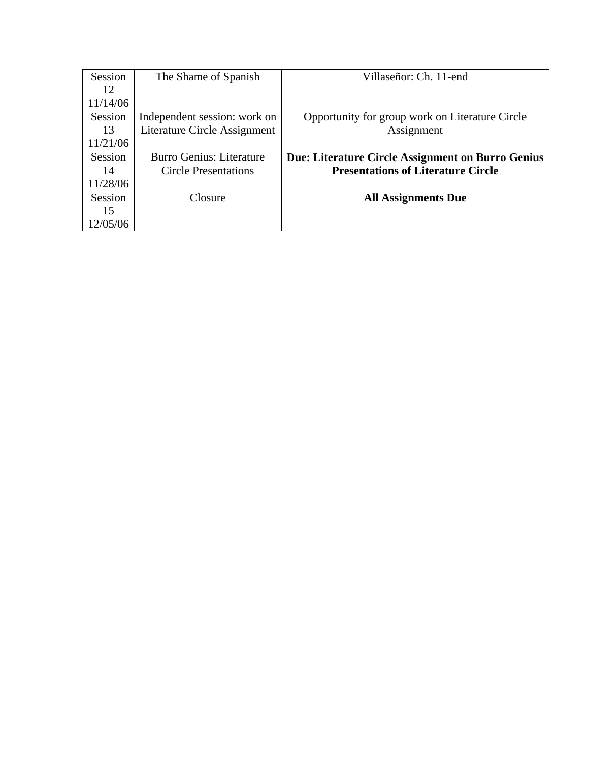| | | |
|---|---|---|
| Session 12 11/14/06 | The Shame of Spanish | Villaseñor: Ch. 11-end |
| Session 13 11/21/06 | Independent session: work on Literature Circle Assignment | Opportunity for group work on Literature Circle Assignment |
| Session 14 11/28/06 | Burro Genius: Literature Circle Presentations | **Due: Literature Circle Assignment on Burro Genius Presentations of Literature Circle** |
| Session 15 12/05/06 | Closure | **All Assignments Due** |